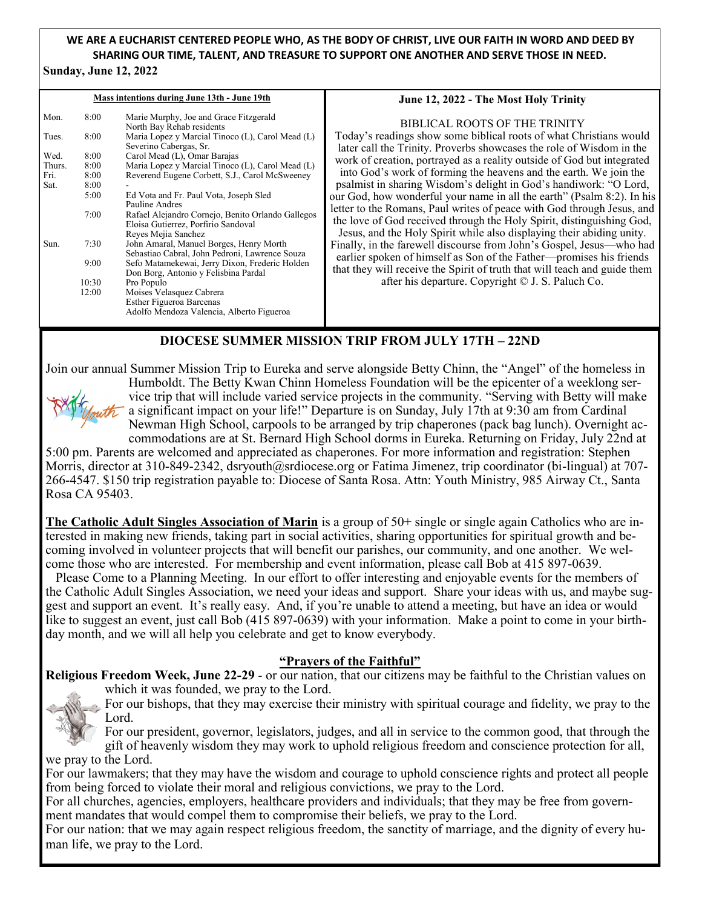**WE ARE A EUCHARIST CENTERED PEOPLE WHO, AS THE BODY OF CHRIST, LIVE OUR FAITH IN WORD AND DEED BY SHARING OUR TIME, TALENT, AND TREASURE TO SUPPORT ONE ANOTHER AND SERVE THOSE IN NEED.**

**Sunday, June 12, 2022**

**Mass intentions during June 13th - June 19th**

| | | |
|---|---|---|
| Mon. | 8:00 | Marie Murphy, Joe and Grace Fitzgerald<br>North Bay Rehab residents |
| Tues. | 8:00 | Maria Lopez y Marcial Tinoco (L), Carol Mead (L)<br>Severino Cabergas, Sr. |
| Wed. | 8:00 | Carol Mead (L), Omar Barajas |
| Thurs. | 8:00 | Maria Lopez y Marcial Tinoco (L), Carol Mead (L) |
| Fri. | 8:00 | Reverend Eugene Corbett, S.J., Carol McSweeney |
| Sat. | 8:00 | - |
| | 5:00 | Ed Vota and Fr. Paul Vota, Joseph Sled<br>Pauline Andres |
| | 7:00 | Rafael Alejandro Cornejo, Benito Orlando Gallegos<br>Eloisa Gutierrez, Porfirio Sandoval<br>Reyes Mejia Sanchez |
| Sun. | 7:30 | John Amaral, Manuel Borges, Henry Morth<br>Sebastiao Cabral, John Pedroni, Lawrence Souza |
| | 9:00 | Sefo Matamekewai, Jerry Dixon, Frederic Holden<br>Don Borg, Antonio y Felisbina Pardal |
| | 10:30 | Pro Populo |
| | 12:00 | Moises Velasquez Cabrera<br>Esther Figueroa Barcenas<br>Adolfo Mendoza Valencia, Alberto Figueroa |

**June 12, 2022 - The Most Holy Trinity**

BIBLICAL ROOTS OF THE TRINITY

Today's readings show some biblical roots of what Christians would later call the Trinity. Proverbs showcases the role of Wisdom in the work of creation, portrayed as a reality outside of God but integrated into God's work of forming the heavens and the earth. We join the psalmist in sharing Wisdom's delight in God's handiwork: "O Lord, our God, how wonderful your name in all the earth" (Psalm 8:2). In his letter to the Romans, Paul writes of peace with God through Jesus, and the love of God received through the Holy Spirit, distinguishing God, Jesus, and the Holy Spirit while also displaying their abiding unity. Finally, in the farewell discourse from John's Gospel, Jesus—who had earlier spoken of himself as Son of the Father—promises his friends that they will receive the Spirit of truth that will teach and guide them after his departure. Copyright © J. S. Paluch Co.

## DIOCESE SUMMER MISSION TRIP FROM JULY 17TH – 22ND

Join our annual Summer Mission Trip to Eureka and serve alongside Betty Chinn, the "Angel" of the homeless in Humboldt. The Betty Kwan Chinn Homeless Foundation will be the epicenter of a weeklong service trip that will include varied service projects in the community. "Serving with Betty will make a significant impact on your life!" Departure is on Sunday, July 17th at 9:30 am from Cardinal Newman High School, carpools to be arranged by trip chaperones (pack bag lunch). Overnight accommodations are at St. Bernard High School dorms in Eureka. Returning on Friday, July 22nd at 5:00 pm. Parents are welcomed and appreciated as chaperones. For more information and registration: Stephen Morris, director at 310-849-2342, dsryouth@srdiocese.org or Fatima Jimenez, trip coordinator (bi-lingual) at 707-266-4547. $150 trip registration payable to: Diocese of Santa Rosa. Attn: Youth Ministry, 985 Airway Ct., Santa Rosa CA 95403.

**The Catholic Adult Singles Association of Marin** is a group of 50+ single or single again Catholics who are interested in making new friends, taking part in social activities, sharing opportunities for spiritual growth and becoming involved in volunteer projects that will benefit our parishes, our community, and one another. We welcome those who are interested. For membership and event information, please call Bob at 415 897-0639.

Please Come to a Planning Meeting. In our effort to offer interesting and enjoyable events for the members of the Catholic Adult Singles Association, we need your ideas and support. Share your ideas with us, and maybe suggest and support an event. It's really easy. And, if you're unable to attend a meeting, but have an idea or would like to suggest an event, just call Bob (415 897-0639) with your information. Make a point to come in your birthday month, and we will all help you celebrate and get to know everybody.

## "Prayers of the Faithful"

**Religious Freedom Week, June 22-29** - or our nation, that our citizens may be faithful to the Christian values on which it was founded, we pray to the Lord.

For our bishops, that they may exercise their ministry with spiritual courage and fidelity, we pray to the Lord.

For our president, governor, legislators, judges, and all in service to the common good, that through the gift of heavenly wisdom they may work to uphold religious freedom and conscience protection for all, we pray to the Lord.

For our lawmakers; that they may have the wisdom and courage to uphold conscience rights and protect all people from being forced to violate their moral and religious convictions, we pray to the Lord.

For all churches, agencies, employers, healthcare providers and individuals; that they may be free from government mandates that would compel them to compromise their beliefs, we pray to the Lord.

For our nation: that we may again respect religious freedom, the sanctity of marriage, and the dignity of every human life, we pray to the Lord.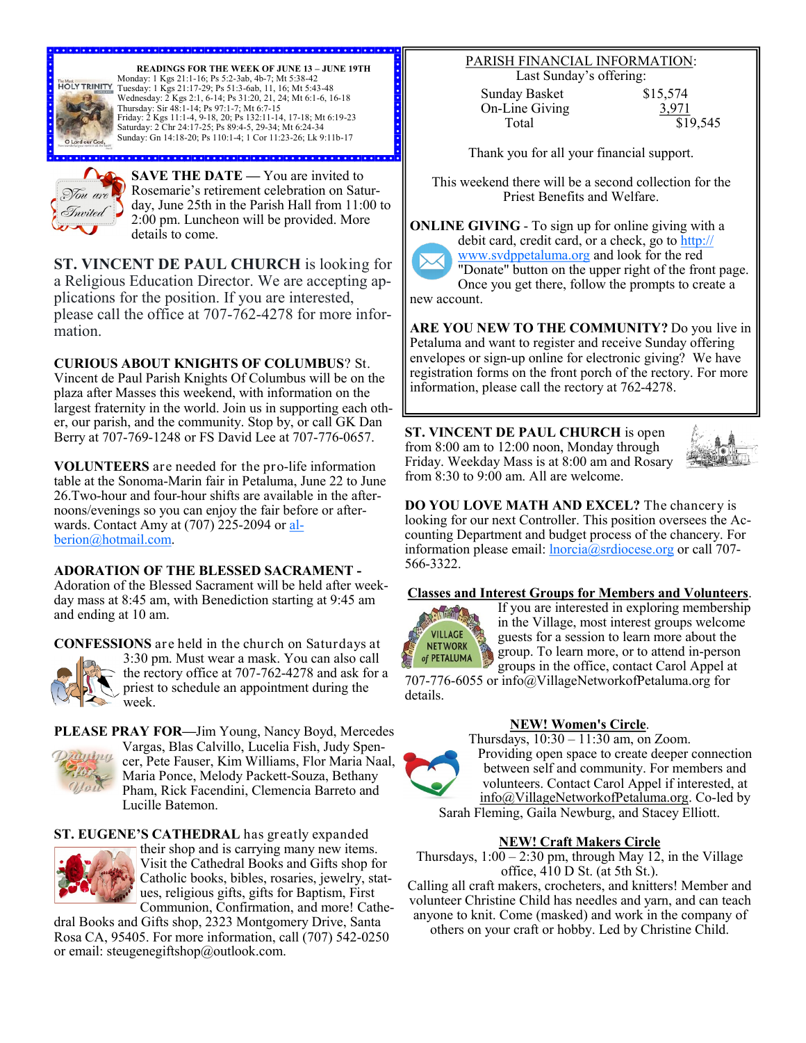**READINGS FOR THE WEEK OF JUNE 13 – JUNE 19TH**

Monday: 1 Kgs 21:1-16; Ps 5:2-3ab, 4b-7; Mt 5:38-42
Tuesday: 1 Kgs 21:17-29; Ps 51:3-6ab, 11, 16; Mt 5:43-48
Wednesday: 2 Kgs 2:1, 6-14; Ps 31:20, 21, 24; Mt 6:1-6, 16-18
Thursday: Sir 48:1-14; Ps 97:1-7; Mt 6:7-15
Friday: 2 Kgs 11:1-4, 9-18, 20; Ps 132:11-14, 17-18; Mt 6:19-23
Saturday: 2 Chr 24:17-25; Ps 89:4-5, 29-34; Mt 6:24-34
Sunday: Gn 14:18-20; Ps 110:1-4; 1 Cor 11:23-26; Lk 9:11b-17

**SAVE THE DATE —** You are invited to Rosemarie's retirement celebration on Saturday, June 25th in the Parish Hall from 11:00 to 2:00 pm. Luncheon will be provided. More details to come.

**ST. VINCENT DE PAUL CHURCH** is looking for a Religious Education Director. We are accepting applications for the position. If you are interested, please call the office at 707-762-4278 for more information.

**CURIOUS ABOUT KNIGHTS OF COLUMBUS**? St. Vincent de Paul Parish Knights Of Columbus will be on the plaza after Masses this weekend, with information on the largest fraternity in the world. Join us in supporting each other, our parish, and the community. Stop by, or call GK Dan Berry at 707-769-1248 or FS David Lee at 707-776-0657.

**VOLUNTEERS** are needed for the pro-life information table at the Sonoma-Marin fair in Petaluma, June 22 to June 26.Two-hour and four-hour shifts are available in the afternoons/evenings so you can enjoy the fair before or afterwards. Contact Amy at (707) 225-2094 or alberion@hotmail.com.

**ADORATION OF THE BLESSED SACRAMENT -** Adoration of the Blessed Sacrament will be held after weekday mass at 8:45 am, with Benediction starting at 9:45 am and ending at 10 am.

**CONFESSIONS** are held in the church on Saturdays at 3:30 pm. Must wear a mask. You can also call the rectory office at 707-762-4278 and ask for a priest to schedule an appointment during the week.

**PLEASE PRAY FOR—**Jim Young, Nancy Boyd, Mercedes Vargas, Blas Calvillo, Lucelia Fish, Judy Spencer, Pete Fauser, Kim Williams, Flor Maria Naal, Maria Ponce, Melody Packett-Souza, Bethany Pham, Rick Facendini, Clemencia Barreto and Lucille Batemon.

**ST. EUGENE'S CATHEDRAL** has greatly expanded their shop and is carrying many new items. Visit the Cathedral Books and Gifts shop for Catholic books, bibles, rosaries, jewelry, statues, religious gifts, gifts for Baptism, First Communion, Confirmation, and more! Cathedral Books and Gifts shop, 2323 Montgomery Drive, Santa Rosa CA, 95405. For more information, call (707) 542-0250 or email: steugenegiftshop@outlook.com.

PARISH FINANCIAL INFORMATION:
Last Sunday's offering:

| | |
|---|---|
| Sunday Basket | $15,574 |
| On-Line Giving | 3,971 |
| Total | $19,545 |

Thank you for all your financial support.

This weekend there will be a second collection for the Priest Benefits and Welfare.

**ONLINE GIVING** - To sign up for online giving with a debit card, credit card, or a check, go to http://www.svdppetaluma.org and look for the red "Donate" button on the upper right of the front page. Once you get there, follow the prompts to create a new account.

**ARE YOU NEW TO THE COMMUNITY?** Do you live in Petaluma and want to register and receive Sunday offering envelopes or sign-up online for electronic giving? We have registration forms on the front porch of the rectory. For more information, please call the rectory at 762-4278.

**ST. VINCENT DE PAUL CHURCH** is open from 8:00 am to 12:00 noon, Monday through Friday. Weekday Mass is at 8:00 am and Rosary from 8:30 to 9:00 am. All are welcome.

**DO YOU LOVE MATH AND EXCEL?** The chancery is looking for our next Controller. This position oversees the Accounting Department and budget process of the chancery. For information please email: lnorcia@srdiocese.org or call 707-566-3322.

**Classes and Interest Groups for Members and Volunteers**. If you are interested in exploring membership in the Village, most interest groups welcome guests for a session to learn more about the group. To learn more, or to attend in-person groups in the office, contact Carol Appel at 707-776-6055 or info@VillageNetworkofPetaluma.org for details.

**NEW! Women's Circle**.
Thursdays, 10:30 – 11:30 am, on Zoom.
Providing open space to create deeper connection between self and community. For members and volunteers. Contact Carol Appel if interested, at info@VillageNetworkofPetaluma.org. Co-led by Sarah Fleming, Gaila Newburg, and Stacey Elliott.

**NEW! Craft Makers Circle**
Thursdays, 1:00 – 2:30 pm, through May 12, in the Village office, 410 D St. (at 5th St.).
Calling all craft makers, crocheters, and knitters! Member and volunteer Christine Child has needles and yarn, and can teach anyone to knit. Come (masked) and work in the company of others on your craft or hobby. Led by Christine Child.